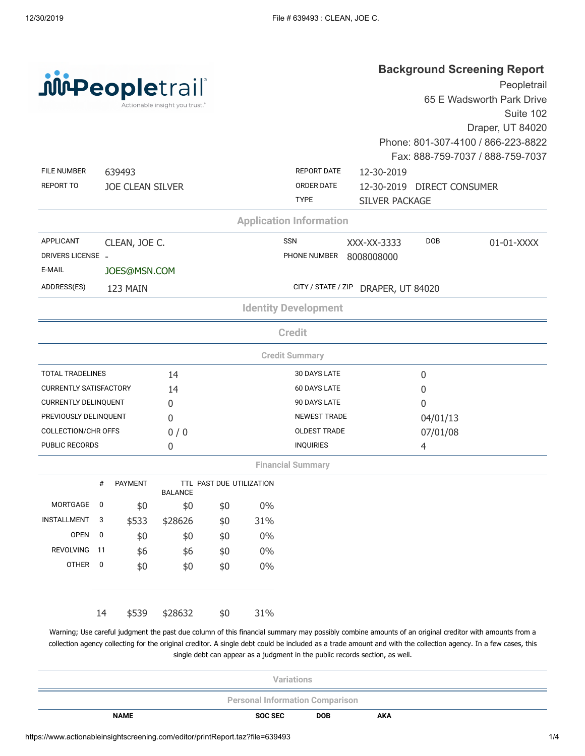# Background Screening Report

Peopletrail
65 E Wadsworth Park Drive
Suite 102
Draper, UT 84020
Phone: 801-307-4100 / 866-223-8822
Fax: 888-759-7037 / 888-759-7037

Peopletrail — Actionable insight you trust.

| | | | |
|---|---|---|---|
| FILE NUMBER | 639493 | REPORT DATE | 12-30-2019 |
| REPORT TO | JOE CLEAN SILVER | ORDER DATE | 12-30-2019 DIRECT CONSUMER |
| | | TYPE | SILVER PACKAGE |

## Application Information

| | | | | | |
|---|---|---|---|---|---|
| APPLICANT | CLEAN, JOE C. | SSN | XXX-XX-3333 | DOB | 01-01-XXXX |
| DRIVERS LICENSE | - | PHONE NUMBER | 8008008000 | | |
| E-MAIL | JOES@MSN.COM | | | | |
| ADDRESS(ES) | 123 MAIN | CITY / STATE / ZIP | DRAPER, UT 84020 | | |

## Identity Development

## Credit

### Credit Summary

| | | | |
|---|---|---|---|
| TOTAL TRADELINES | 14 | 30 DAYS LATE | 0 |
| CURRENTLY SATISFACTORY | 14 | 60 DAYS LATE | 0 |
| CURRENTLY DELINQUENT | 0 | 90 DAYS LATE | 0 |
| PREVIOUSLY DELINQUENT | 0 | NEWEST TRADE | 04/01/13 |
| COLLECTION/CHR OFFS | 0 / 0 | OLDEST TRADE | 07/01/08 |
| PUBLIC RECORDS | 0 | INQUIRIES | 4 |

### Financial Summary

| | # | PAYMENT | TTL BALANCE | PAST DUE | UTILIZATION |
|---|---|---|---|---|---|
| MORTGAGE | 0 | $0 | $0 | $0 | 0% |
| INSTALLMENT | 3 | $533 | $28626 | $0 | 31% |
| OPEN | 0 | $0 | $0 | $0 | 0% |
| REVOLVING | 11 | $6 | $6 | $0 | 0% |
| OTHER | 0 | $0 | $0 | $0 | 0% |
| | 14 | $539 | $28632 | $0 | 31% |

Warning; Use careful judgment the past due column of this financial summary may possibly combine amounts of an original creditor with amounts from a collection agency collecting for the original creditor. A single debt could be included as a trade amount and with the collection agency. In a few cases, this single debt can appear as a judgment in the public records section, as well.

## Variations

### Personal Information Comparison

| NAME | SOC SEC | DOB | AKA |
|---|---|---|---|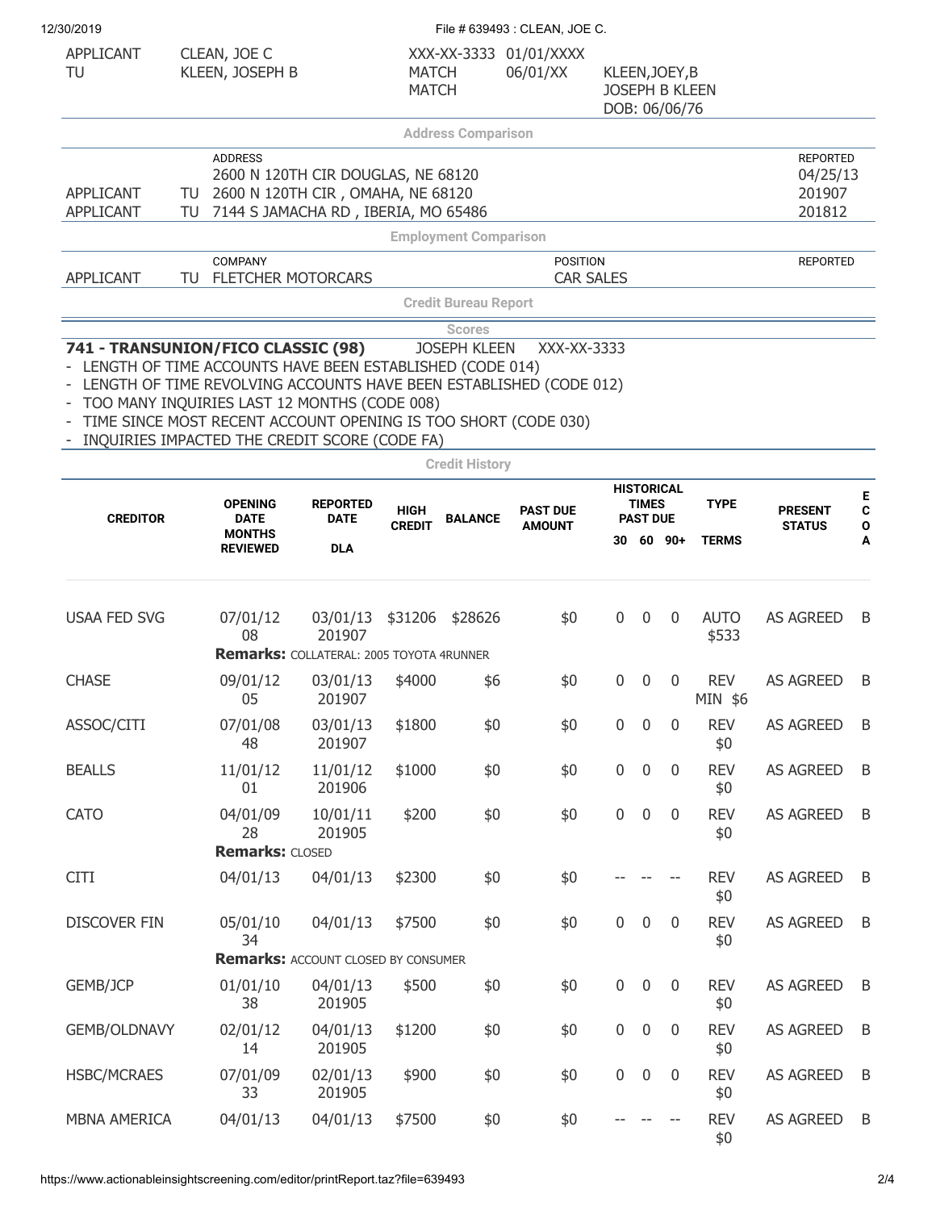| | | | | | |
|---|---|---|---|---|---|
| APPLICANT | CLEAN, JOE C | XXX-XX-3333 | 01/01/XXXX | | |
| TU | KLEEN, JOSEPH B | MATCH<br>MATCH | 06/01/XX | KLEEN,JOEY,B<br>JOSEPH B KLEEN<br>DOB: 06/06/76 | |

**Address Comparison**

| | | ADDRESS | REPORTED |
|---|---|---|---|
| APPLICANT | | 2600 N 120TH CIR DOUGLAS, NE 68120 | 04/25/13 |
| APPLICANT | TU | 2600 N 120TH CIR , OMAHA, NE 68120 | 201907 |
| APPLICANT | TU | 7144 S JAMACHA RD , IBERIA, MO 65486 | 201812 |

**Employment Comparison**

| | | COMPANY | POSITION | REPORTED |
|---|---|---|---|---|
| APPLICANT | TU | FLETCHER MOTORCARS | CAR SALES | |

**Credit Bureau Report**

**Scores**

**741 - TRANSUNION/FICO CLASSIC (98)** JOSEPH KLEEN XXX-XX-3333

- LENGTH OF TIME ACCOUNTS HAVE BEEN ESTABLISHED (CODE 014)
- LENGTH OF TIME REVOLVING ACCOUNTS HAVE BEEN ESTABLISHED (CODE 012)
- TOO MANY INQUIRIES LAST 12 MONTHS (CODE 008)
- TIME SINCE MOST RECENT ACCOUNT OPENING IS TOO SHORT (CODE 030)
- INQUIRIES IMPACTED THE CREDIT SCORE (CODE FA)

**Credit History**

| CREDITOR | OPENING DATE / MONTHS REVIEWED | REPORTED DATE / DLA | HIGH CREDIT | BALANCE | PAST DUE AMOUNT | HISTORICAL TIMES PAST DUE 30 | 60 | 90+ | TYPE / TERMS | PRESENT STATUS | ECOA |
|---|---|---|---|---|---|---|---|---|---|---|---|
| USAA FED SVG | 07/01/12<br>08 | 03/01/13<br>201907 | $31206 | $28626 | $0 | 0 | 0 | 0 | AUTO<br>$533 | AS AGREED | B |
| Remarks: COLLATERAL: 2005 TOYOTA 4RUNNER | | | | | | | | | | | |
| CHASE | 09/01/12<br>05 | 03/01/13<br>201907 | $4000 | $6 | $0 | 0 | 0 | 0 | REV<br>MIN $6 | AS AGREED | B |
| ASSOC/CITI | 07/01/08<br>48 | 03/01/13<br>201907 | $1800 | $0 | $0 | 0 | 0 | 0 | REV<br>$0 | AS AGREED | B |
| BEALLS | 11/01/12<br>01 | 11/01/12<br>201906 | $1000 | $0 | $0 | 0 | 0 | 0 | REV<br>$0 | AS AGREED | B |
| CATO | 04/01/09<br>28 | 10/01/11<br>201905 | $200 | $0 | $0 | 0 | 0 | 0 | REV<br>$0 | AS AGREED | B |
| Remarks: CLOSED | | | | | | | | | | | |
| CITI | 04/01/13 | 04/01/13 | $2300 | $0 | $0 | -- | -- | -- | REV<br>$0 | AS AGREED | B |
| DISCOVER FIN | 05/01/10<br>34 | 04/01/13 | $7500 | $0 | $0 | 0 | 0 | 0 | REV<br>$0 | AS AGREED | B |
| Remarks: ACCOUNT CLOSED BY CONSUMER | | | | | | | | | | | |
| GEMB/JCP | 01/01/10<br>38 | 04/01/13<br>201905 | $500 | $0 | $0 | 0 | 0 | 0 | REV<br>$0 | AS AGREED | B |
| GEMB/OLDNAVY | 02/01/12<br>14 | 04/01/13<br>201905 | $1200 | $0 | $0 | 0 | 0 | 0 | REV<br>$0 | AS AGREED | B |
| HSBC/MCRAES | 07/01/09<br>33 | 02/01/13<br>201905 | $900 | $0 | $0 | 0 | 0 | 0 | REV<br>$0 | AS AGREED | B |
| MBNA AMERICA | 04/01/13 | 04/01/13 | $7500 | $0 | $0 | -- | -- | -- | REV<br>$0 | AS AGREED | B |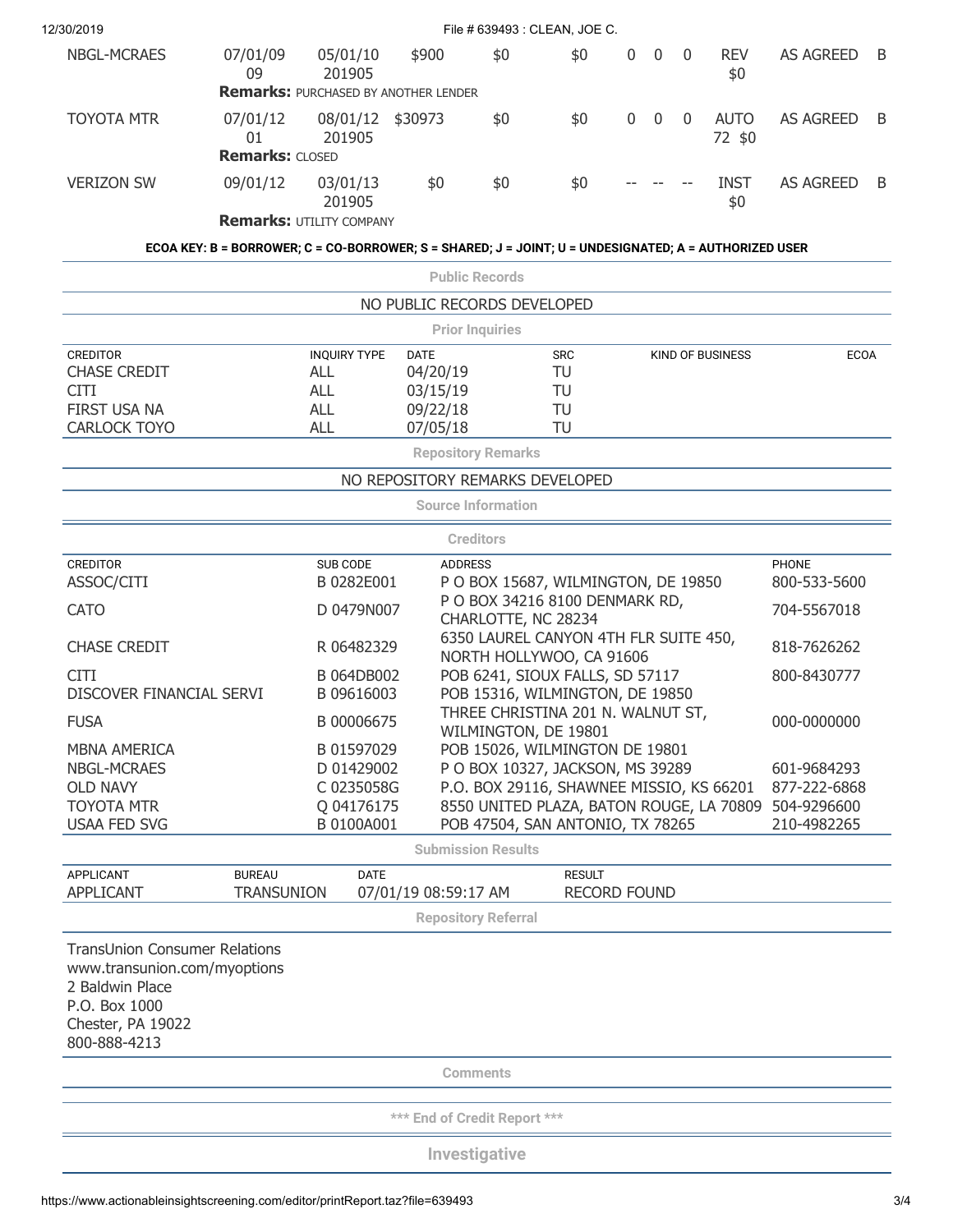| | | | | | | | | | | | |
|---|---|---|---|---|---|---|---|---|---|---|---|
| NBGL-MCRAES | 07/01/09 09 | 05/01/10 201905 | $900 | $0 | $0 | 0 | 0 | 0 | REV $0 | AS AGREED | B |
| **Remarks:** PURCHASED BY ANOTHER LENDER | | | | | | | | | | | |
| TOYOTA MTR | 07/01/12 01 | 08/01/12 201905 | $30973 | $0 | $0 | 0 | 0 | 0 | AUTO 72 $0 | AS AGREED | B |
| **Remarks:** CLOSED | | | | | | | | | | | |
| VERIZON SW | 09/01/12 | 03/01/13 201905 | $0 | $0 | $0 | -- | -- | -- | INST $0 | AS AGREED | B |
| **Remarks:** UTILITY COMPANY | | | | | | | | | | | |

**ECOA KEY: B = BORROWER; C = CO-BORROWER; S = SHARED; J = JOINT; U = UNDESIGNATED; A = AUTHORIZED USER**

## Public Records

NO PUBLIC RECORDS DEVELOPED

## Prior Inquiries

| CREDITOR | INQUIRY TYPE | DATE | SRC | KIND OF BUSINESS | ECOA |
|---|---|---|---|---|---|
| CHASE CREDIT | ALL | 04/20/19 | TU | | |
| CITI | ALL | 03/15/19 | TU | | |
| FIRST USA NA | ALL | 09/22/18 | TU | | |
| CARLOCK TOYO | ALL | 07/05/18 | TU | | |

## Repository Remarks

NO REPOSITORY REMARKS DEVELOPED

## Source Information

## Creditors

| CREDITOR | SUB CODE | ADDRESS | PHONE |
|---|---|---|---|
| ASSOC/CITI | B 0282E001 | P O BOX 15687, WILMINGTON, DE 19850 | 800-533-5600 |
| CATO | D 0479N007 | P O BOX 34216 8100 DENMARK RD, CHARLOTTE, NC 28234 | 704-5567018 |
| CHASE CREDIT | R 06482329 | 6350 LAUREL CANYON 4TH FLR SUITE 450, NORTH HOLLYWOO, CA 91606 | 818-7626262 |
| CITI | B 064DB002 | POB 6241, SIOUX FALLS, SD 57117 | 800-8430777 |
| DISCOVER FINANCIAL SERVI | B 09616003 | POB 15316, WILMINGTON, DE 19850 | |
| FUSA | B 00006675 | THREE CHRISTINA 201 N. WALNUT ST, WILMINGTON, DE 19801 | 000-0000000 |
| MBNA AMERICA | B 01597029 | POB 15026, WILMINGTON DE 19801 | |
| NBGL-MCRAES | D 01429002 | P O BOX 10327, JACKSON, MS 39289 | 601-9684293 |
| OLD NAVY | C 0235058G | P.O. BOX 29116, SHAWNEE MISSIO, KS 66201 | 877-222-6868 |
| TOYOTA MTR | Q 04176175 | 8550 UNITED PLAZA, BATON ROUGE, LA 70809 | 504-9296600 |
| USAA FED SVG | B 0100A001 | POB 47504, SAN ANTONIO, TX 78265 | 210-4982265 |

## Submission Results

| APPLICANT | BUREAU | DATE | RESULT |
|---|---|---|---|
| APPLICANT | TRANSUNION | 07/01/19 08:59:17 AM | RECORD FOUND |

## Repository Referral

TransUnion Consumer Relations
www.transunion.com/myoptions
2 Baldwin Place
P.O. Box 1000
Chester, PA 19022
800-888-4213

## Comments

*** End of Credit Report ***

## Investigative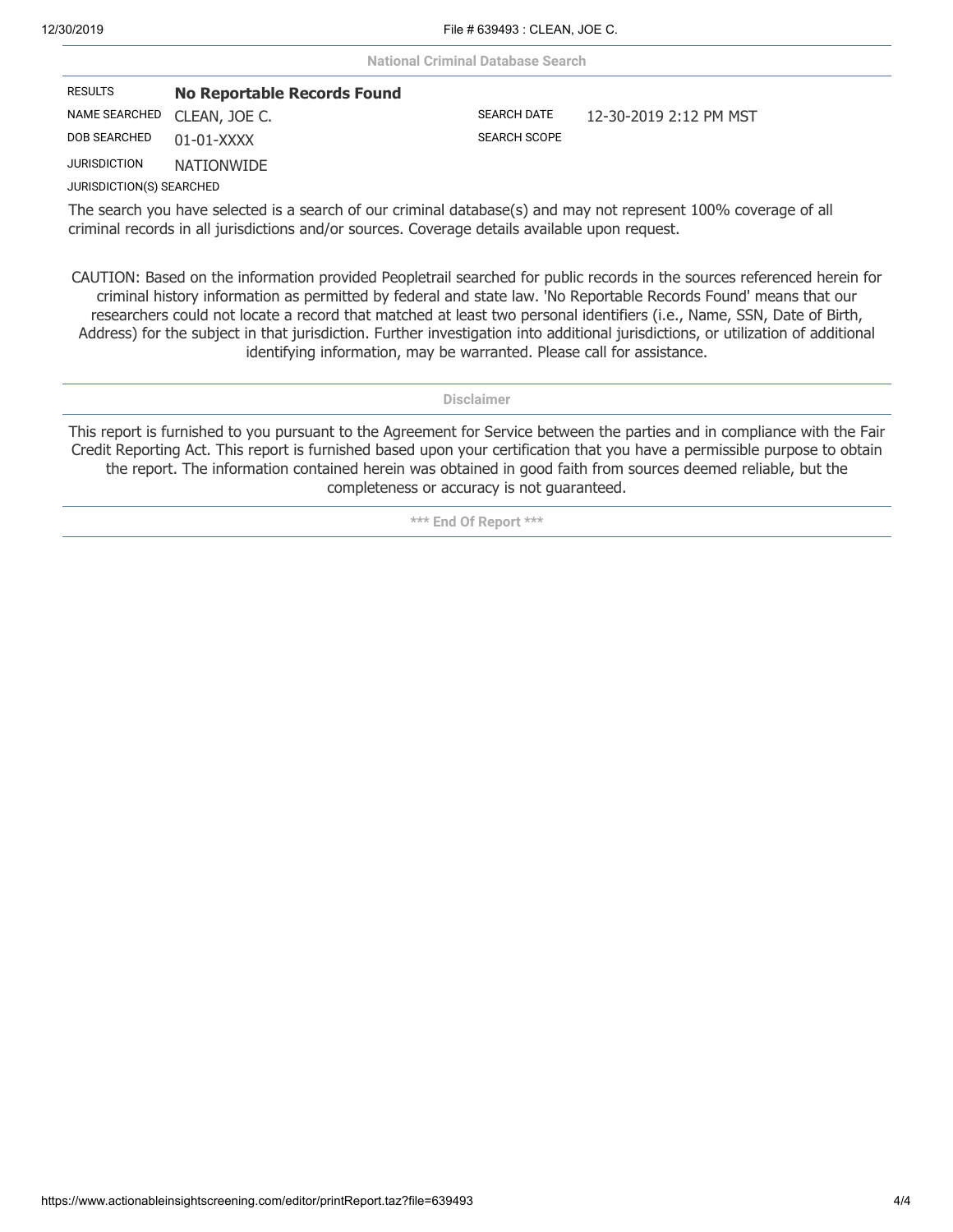## National Criminal Database Search

| | | | |
|---|---|---|---|
| RESULTS | **No Reportable Records Found** | | |
| NAME SEARCHED | CLEAN, JOE C. | SEARCH DATE | 12-30-2019 2:12 PM MST |
| DOB SEARCHED | 01-01-XXXX | SEARCH SCOPE | |
| JURISDICTION | NATIONWIDE | | |
| JURISDICTION(S) SEARCHED | | | |

The search you have selected is a search of our criminal database(s) and may not represent 100% coverage of all criminal records in all jurisdictions and/or sources. Coverage details available upon request.

CAUTION: Based on the information provided Peopletrail searched for public records in the sources referenced herein for criminal history information as permitted by federal and state law. 'No Reportable Records Found' means that our researchers could not locate a record that matched at least two personal identifiers (i.e., Name, SSN, Date of Birth, Address) for the subject in that jurisdiction. Further investigation into additional jurisdictions, or utilization of additional identifying information, may be warranted. Please call for assistance.

## Disclaimer

This report is furnished to you pursuant to the Agreement for Service between the parties and in compliance with the Fair Credit Reporting Act. This report is furnished based upon your certification that you have a permissible purpose to obtain the report. The information contained herein was obtained in good faith from sources deemed reliable, but the completeness or accuracy is not guaranteed.

*** End Of Report ***